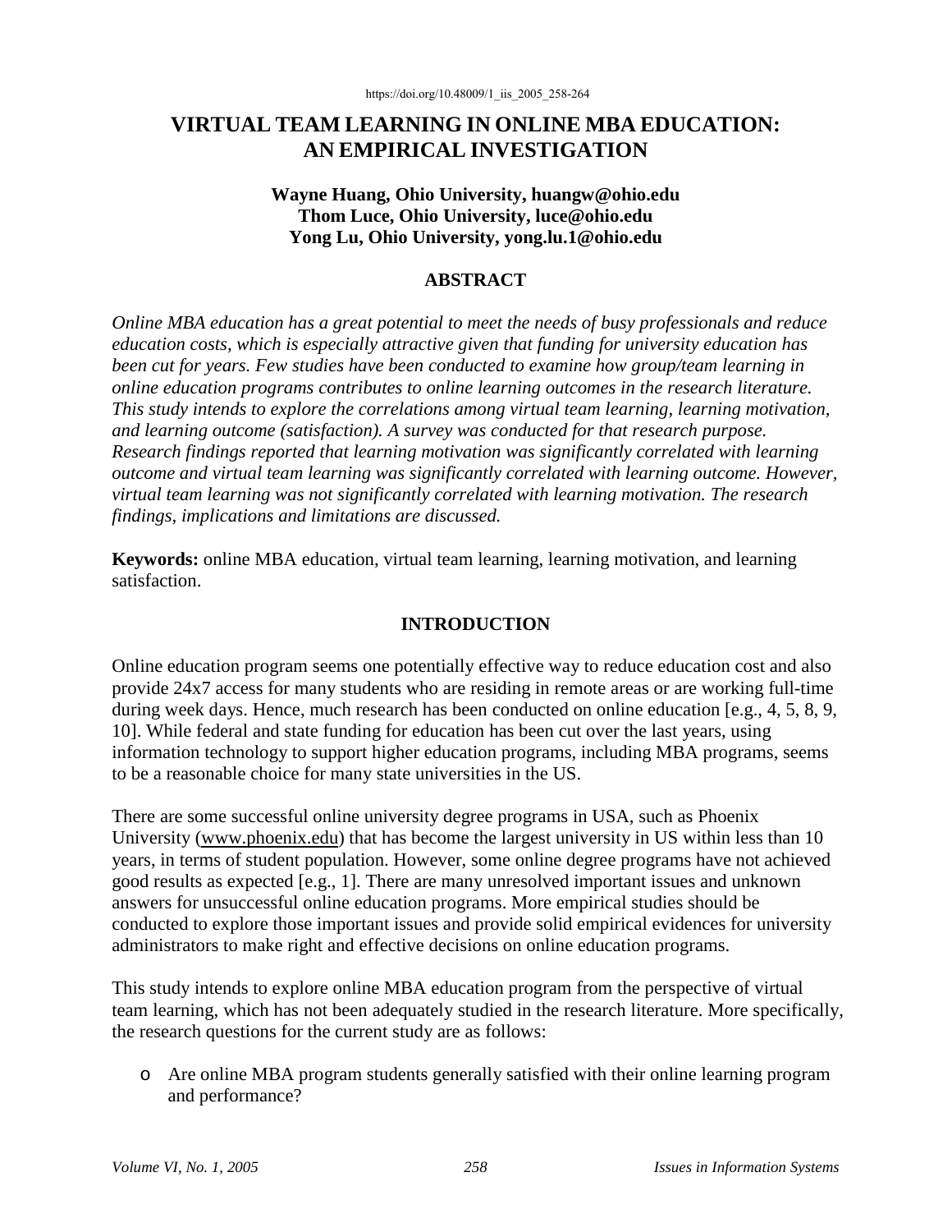https://doi.org/10.48009/1_iis_2005_258-264

# VIRTUAL TEAM LEARNING IN ONLINE MBA EDUCATION: AN EMPIRICAL INVESTIGATION

**Wayne Huang, Ohio University, huangw@ohio.edu**
**Thom Luce, Ohio University, luce@ohio.edu**
**Yong Lu, Ohio University, yong.lu.1@ohio.edu**

## ABSTRACT

*Online MBA education has a great potential to meet the needs of busy professionals and reduce education costs, which is especially attractive given that funding for university education has been cut for years. Few studies have been conducted to examine how group/team learning in online education programs contributes to online learning outcomes in the research literature. This study intends to explore the correlations among virtual team learning, learning motivation, and learning outcome (satisfaction). A survey was conducted for that research purpose. Research findings reported that learning motivation was significantly correlated with learning outcome and virtual team learning was significantly correlated with learning outcome. However, virtual team learning was not significantly correlated with learning motivation. The research findings, implications and limitations are discussed.*

**Keywords:** online MBA education, virtual team learning, learning motivation, and learning satisfaction.

## INTRODUCTION

Online education program seems one potentially effective way to reduce education cost and also provide 24x7 access for many students who are residing in remote areas or are working full-time during week days. Hence, much research has been conducted on online education [e.g., 4, 5, 8, 9, 10]. While federal and state funding for education has been cut over the last years, using information technology to support higher education programs, including MBA programs, seems to be a reasonable choice for many state universities in the US.

There are some successful online university degree programs in USA, such as Phoenix University (www.phoenix.edu) that has become the largest university in US within less than 10 years, in terms of student population. However, some online degree programs have not achieved good results as expected [e.g., 1]. There are many unresolved important issues and unknown answers for unsuccessful online education programs. More empirical studies should be conducted to explore those important issues and provide solid empirical evidences for university administrators to make right and effective decisions on online education programs.

This study intends to explore online MBA education program from the perspective of virtual team learning, which has not been adequately studied in the research literature. More specifically, the research questions for the current study are as follows:

- Are online MBA program students generally satisfied with their online learning program and performance?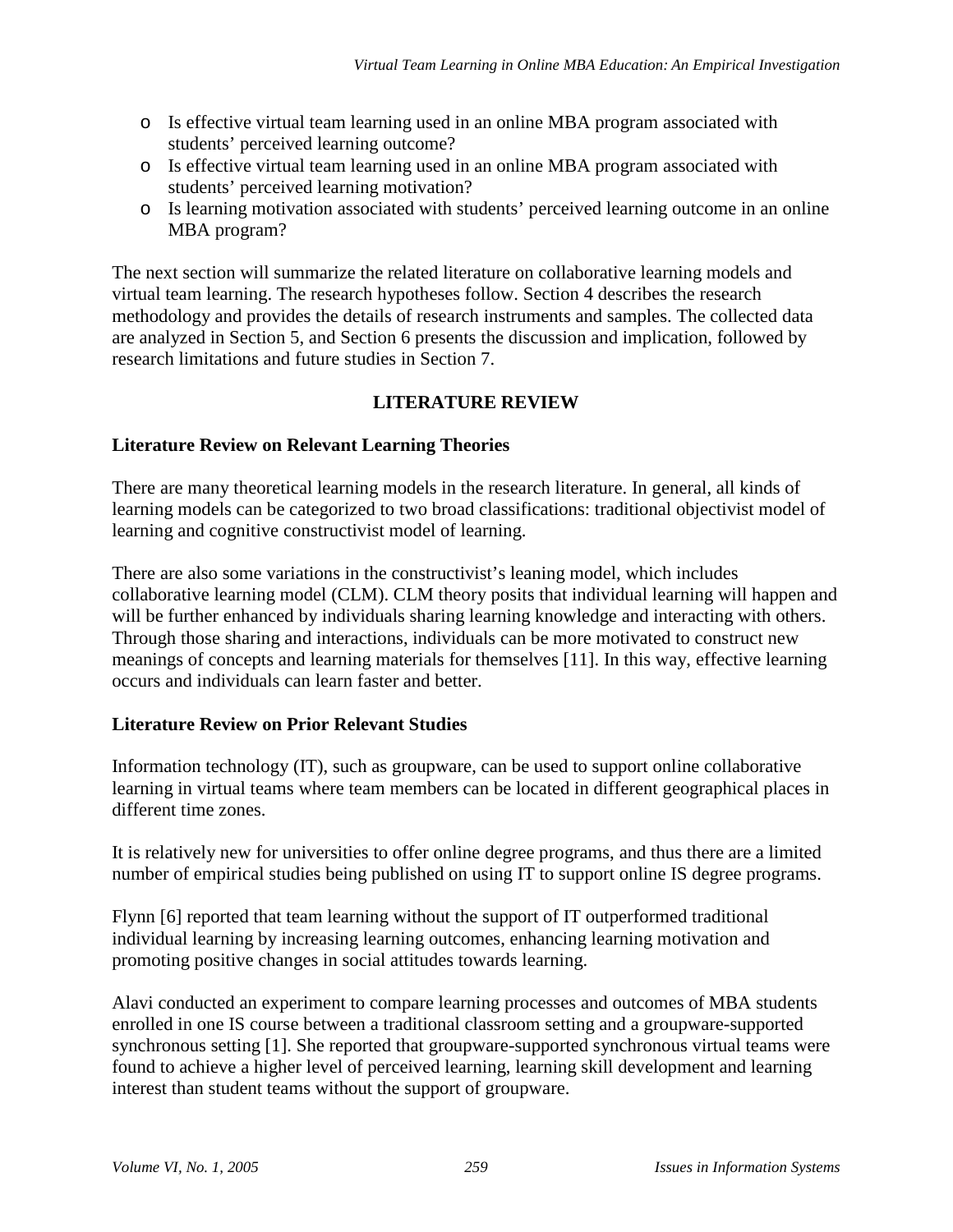- Is effective virtual team learning used in an online MBA program associated with students' perceived learning outcome?
- Is effective virtual team learning used in an online MBA program associated with students' perceived learning motivation?
- Is learning motivation associated with students' perceived learning outcome in an online MBA program?

The next section will summarize the related literature on collaborative learning models and virtual team learning. The research hypotheses follow. Section 4 describes the research methodology and provides the details of research instruments and samples. The collected data are analyzed in Section 5, and Section 6 presents the discussion and implication, followed by research limitations and future studies in Section 7.

## LITERATURE REVIEW

### Literature Review on Relevant Learning Theories

There are many theoretical learning models in the research literature. In general, all kinds of learning models can be categorized to two broad classifications: traditional objectivist model of learning and cognitive constructivist model of learning.

There are also some variations in the constructivist's leaning model, which includes collaborative learning model (CLM). CLM theory posits that individual learning will happen and will be further enhanced by individuals sharing learning knowledge and interacting with others. Through those sharing and interactions, individuals can be more motivated to construct new meanings of concepts and learning materials for themselves [11]. In this way, effective learning occurs and individuals can learn faster and better.

### Literature Review on Prior Relevant Studies

Information technology (IT), such as groupware, can be used to support online collaborative learning in virtual teams where team members can be located in different geographical places in different time zones.

It is relatively new for universities to offer online degree programs, and thus there are a limited number of empirical studies being published on using IT to support online IS degree programs.

Flynn [6] reported that team learning without the support of IT outperformed traditional individual learning by increasing learning outcomes, enhancing learning motivation and promoting positive changes in social attitudes towards learning.

Alavi conducted an experiment to compare learning processes and outcomes of MBA students enrolled in one IS course between a traditional classroom setting and a groupware-supported synchronous setting [1]. She reported that groupware-supported synchronous virtual teams were found to achieve a higher level of perceived learning, learning skill development and learning interest than student teams without the support of groupware.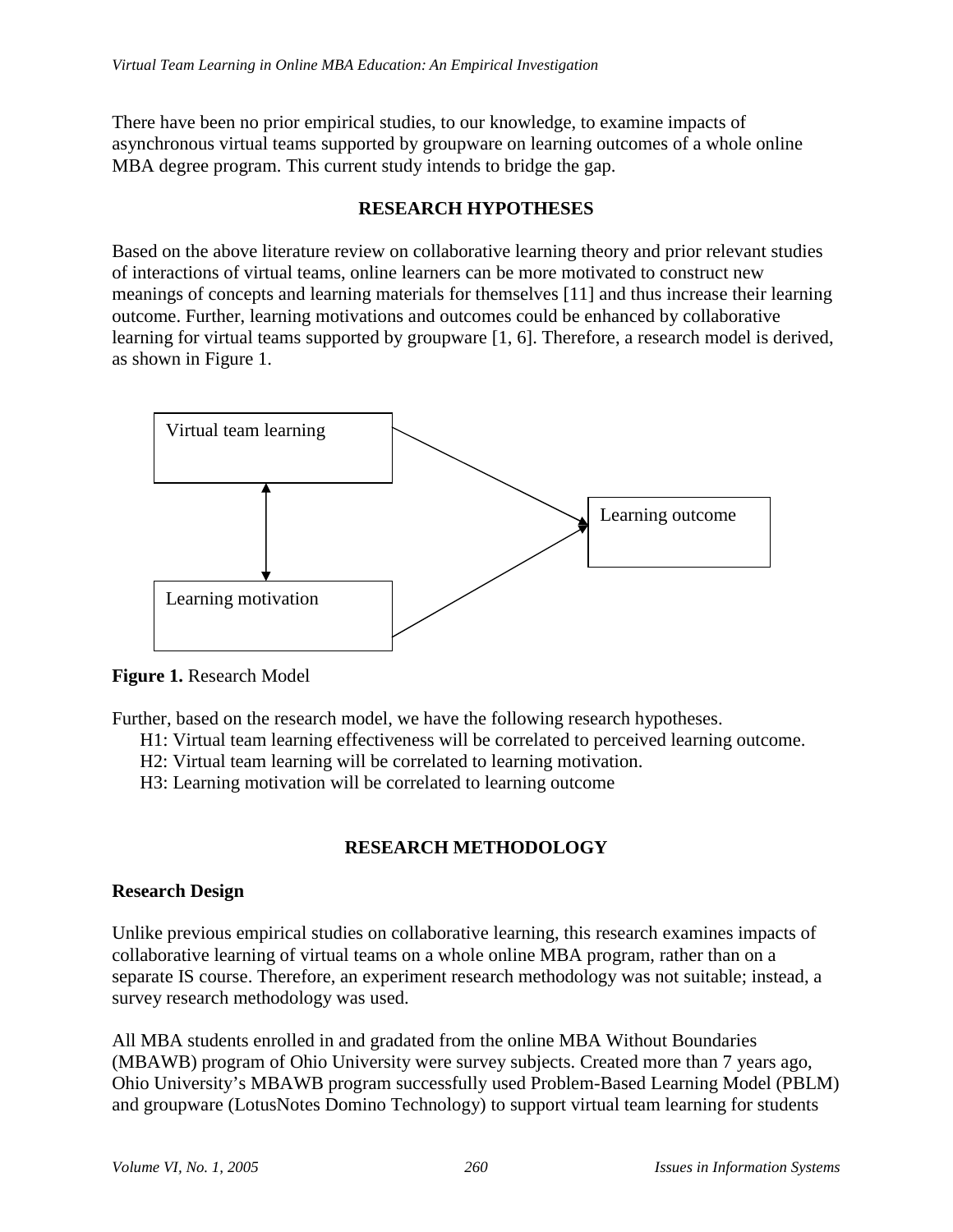There have been no prior empirical studies, to our knowledge, to examine impacts of asynchronous virtual teams supported by groupware on learning outcomes of a whole online MBA degree program. This current study intends to bridge the gap.

## RESEARCH HYPOTHESES

Based on the above literature review on collaborative learning theory and prior relevant studies of interactions of virtual teams, online learners can be more motivated to construct new meanings of concepts and learning materials for themselves [11] and thus increase their learning outcome. Further, learning motivations and outcomes could be enhanced by collaborative learning for virtual teams supported by groupware [1, 6]. Therefore, a research model is derived, as shown in Figure 1.

Virtual team learning

Learning outcome

Learning motivation

**Figure 1.** Research Model

Further, based on the research model, we have the following research hypotheses.

- H1: Virtual team learning effectiveness will be correlated to perceived learning outcome.
- H2: Virtual team learning will be correlated to learning motivation.
- H3: Learning motivation will be correlated to learning outcome

## RESEARCH METHODOLOGY

### Research Design

Unlike previous empirical studies on collaborative learning, this research examines impacts of collaborative learning of virtual teams on a whole online MBA program, rather than on a separate IS course. Therefore, an experiment research methodology was not suitable; instead, a survey research methodology was used.

All MBA students enrolled in and gradated from the online MBA Without Boundaries (MBAWB) program of Ohio University were survey subjects. Created more than 7 years ago, Ohio University's MBAWB program successfully used Problem-Based Learning Model (PBLM) and groupware (LotusNotes Domino Technology) to support virtual team learning for students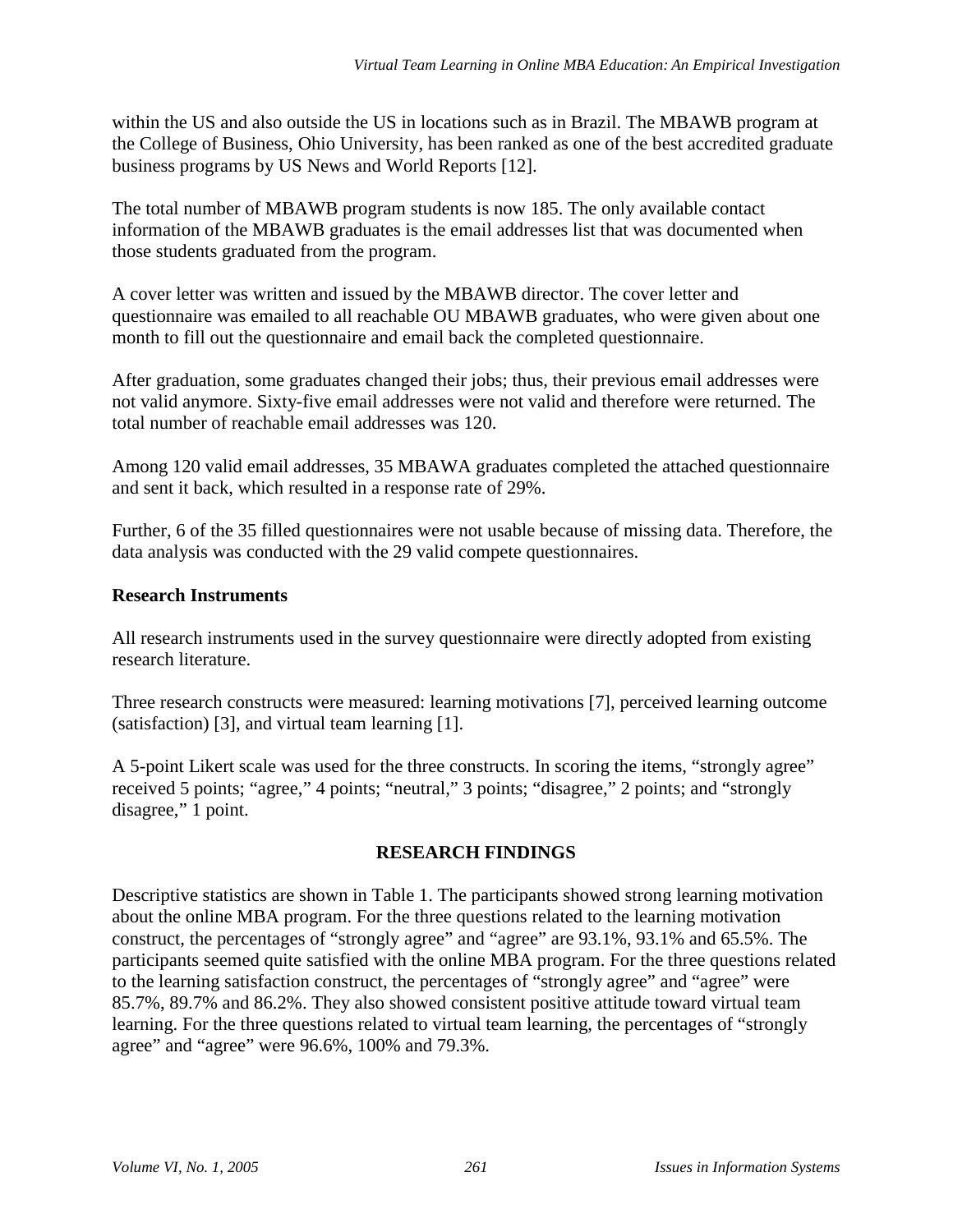within the US and also outside the US in locations such as in Brazil. The MBAWB program at the College of Business, Ohio University, has been ranked as one of the best accredited graduate business programs by US News and World Reports [12].

The total number of MBAWB program students is now 185. The only available contact information of the MBAWB graduates is the email addresses list that was documented when those students graduated from the program.

A cover letter was written and issued by the MBAWB director. The cover letter and questionnaire was emailed to all reachable OU MBAWB graduates, who were given about one month to fill out the questionnaire and email back the completed questionnaire.

After graduation, some graduates changed their jobs; thus, their previous email addresses were not valid anymore. Sixty-five email addresses were not valid and therefore were returned. The total number of reachable email addresses was 120.

Among 120 valid email addresses, 35 MBAWA graduates completed the attached questionnaire and sent it back, which resulted in a response rate of 29%.

Further, 6 of the 35 filled questionnaires were not usable because of missing data. Therefore, the data analysis was conducted with the 29 valid compete questionnaires.

### Research Instruments

All research instruments used in the survey questionnaire were directly adopted from existing research literature.

Three research constructs were measured: learning motivations [7], perceived learning outcome (satisfaction) [3], and virtual team learning [1].

A 5-point Likert scale was used for the three constructs. In scoring the items, "strongly agree" received 5 points; "agree," 4 points; "neutral," 3 points; "disagree," 2 points; and "strongly disagree," 1 point.

## RESEARCH FINDINGS

Descriptive statistics are shown in Table 1. The participants showed strong learning motivation about the online MBA program. For the three questions related to the learning motivation construct, the percentages of "strongly agree" and "agree" are 93.1%, 93.1% and 65.5%. The participants seemed quite satisfied with the online MBA program. For the three questions related to the learning satisfaction construct, the percentages of "strongly agree" and "agree" were 85.7%, 89.7% and 86.2%. They also showed consistent positive attitude toward virtual team learning. For the three questions related to virtual team learning, the percentages of "strongly agree" and "agree" were 96.6%, 100% and 79.3%.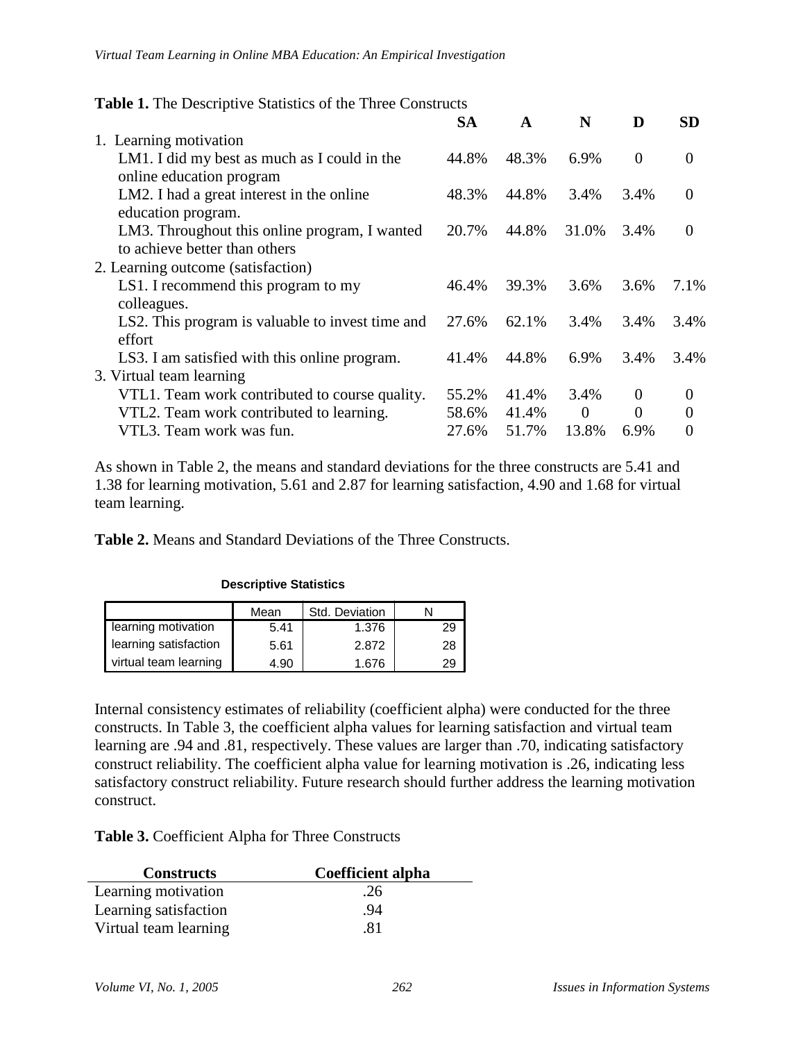**Table 1.** The Descriptive Statistics of the Three Constructs

| | SA | A | N | D | SD |
|---|---|---|---|---|---|
| 1. Learning motivation | | | | | |
| LM1. I did my best as much as I could in the online education program | 44.8% | 48.3% | 6.9% | 0 | 0 |
| LM2. I had a great interest in the online education program. | 48.3% | 44.8% | 3.4% | 3.4% | 0 |
| LM3. Throughout this online program, I wanted to achieve better than others | 20.7% | 44.8% | 31.0% | 3.4% | 0 |
| 2. Learning outcome (satisfaction) | | | | | |
| LS1. I recommend this program to my colleagues. | 46.4% | 39.3% | 3.6% | 3.6% | 7.1% |
| LS2. This program is valuable to invest time and effort | 27.6% | 62.1% | 3.4% | 3.4% | 3.4% |
| LS3. I am satisfied with this online program. | 41.4% | 44.8% | 6.9% | 3.4% | 3.4% |
| 3. Virtual team learning | | | | | |
| VTL1. Team work contributed to course quality. | 55.2% | 41.4% | 3.4% | 0 | 0 |
| VTL2. Team work contributed to learning. | 58.6% | 41.4% | 0 | 0 | 0 |
| VTL3. Team work was fun. | 27.6% | 51.7% | 13.8% | 6.9% | 0 |

As shown in Table 2, the means and standard deviations for the three constructs are 5.41 and 1.38 for learning motivation, 5.61 and 2.87 for learning satisfaction, 4.90 and 1.68 for virtual team learning.

**Table 2.** Means and Standard Deviations of the Three Constructs.

**Descriptive Statistics**

| | Mean | Std. Deviation | N |
|---|---|---|---|
| learning motivation | 5.41 | 1.376 | 29 |
| learning satisfaction | 5.61 | 2.872 | 28 |
| virtual team learning | 4.90 | 1.676 | 29 |

Internal consistency estimates of reliability (coefficient alpha) were conducted for the three constructs. In Table 3, the coefficient alpha values for learning satisfaction and virtual team learning are .94 and .81, respectively. These values are larger than .70, indicating satisfactory construct reliability. The coefficient alpha value for learning motivation is .26, indicating less satisfactory construct reliability. Future research should further address the learning motivation construct.

**Table 3.** Coefficient Alpha for Three Constructs

| Constructs | Coefficient alpha |
|---|---|
| Learning motivation | .26 |
| Learning satisfaction | .94 |
| Virtual team learning | .81 |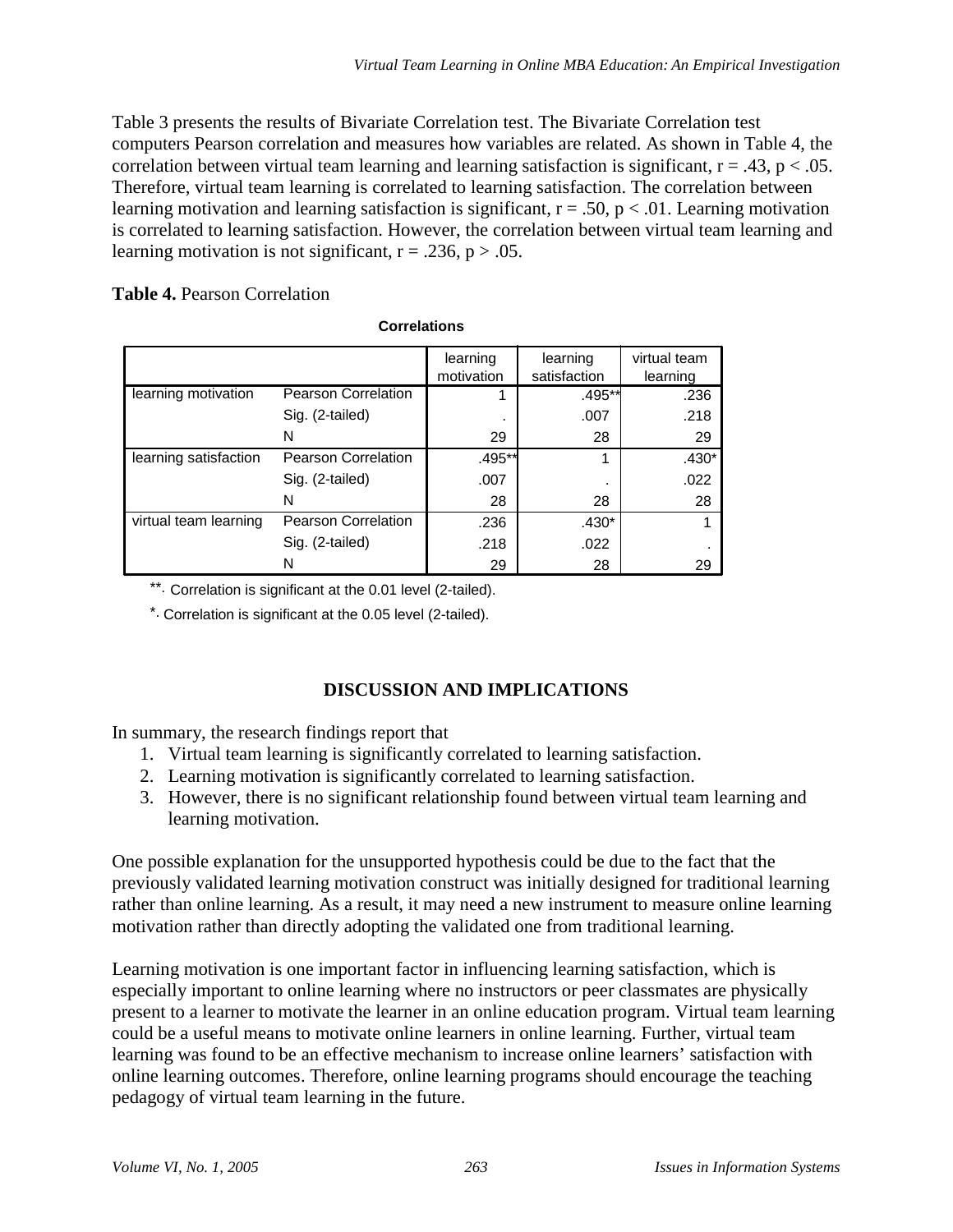Table 3 presents the results of Bivariate Correlation test. The Bivariate Correlation test computers Pearson correlation and measures how variables are related. As shown in Table 4, the correlation between virtual team learning and learning satisfaction is significant, $r = .43$, $p < .05$. Therefore, virtual team learning is correlated to learning satisfaction. The correlation between learning motivation and learning satisfaction is significant, $r = .50$, $p < .01$. Learning motivation is correlated to learning satisfaction. However, the correlation between virtual team learning and learning motivation is not significant, $r = .236$, $p > .05$.

**Table 4.** Pearson Correlation

**Correlations**

| | | learning motivation | learning satisfaction | virtual team learning |
|---|---|---|---|---|
| learning motivation | Pearson Correlation | 1 | .495** | .236 |
| | Sig. (2-tailed) | . | .007 | .218 |
| | N | 29 | 28 | 29 |
| learning satisfaction | Pearson Correlation | .495** | 1 | .430* |
| | Sig. (2-tailed) | .007 | . | .022 |
| | N | 28 | 28 | 28 |
| virtual team learning | Pearson Correlation | .236 | .430* | 1 |
| | Sig. (2-tailed) | .218 | .022 | . |
| | N | 29 | 28 | 29 |

**. Correlation is significant at the 0.01 level (2-tailed).

*. Correlation is significant at the 0.05 level (2-tailed).

## DISCUSSION AND IMPLICATIONS

In summary, the research findings report that

1. Virtual team learning is significantly correlated to learning satisfaction.
2. Learning motivation is significantly correlated to learning satisfaction.
3. However, there is no significant relationship found between virtual team learning and learning motivation.

One possible explanation for the unsupported hypothesis could be due to the fact that the previously validated learning motivation construct was initially designed for traditional learning rather than online learning. As a result, it may need a new instrument to measure online learning motivation rather than directly adopting the validated one from traditional learning.

Learning motivation is one important factor in influencing learning satisfaction, which is especially important to online learning where no instructors or peer classmates are physically present to a learner to motivate the learner in an online education program. Virtual team learning could be a useful means to motivate online learners in online learning. Further, virtual team learning was found to be an effective mechanism to increase online learners' satisfaction with online learning outcomes. Therefore, online learning programs should encourage the teaching pedagogy of virtual team learning in the future.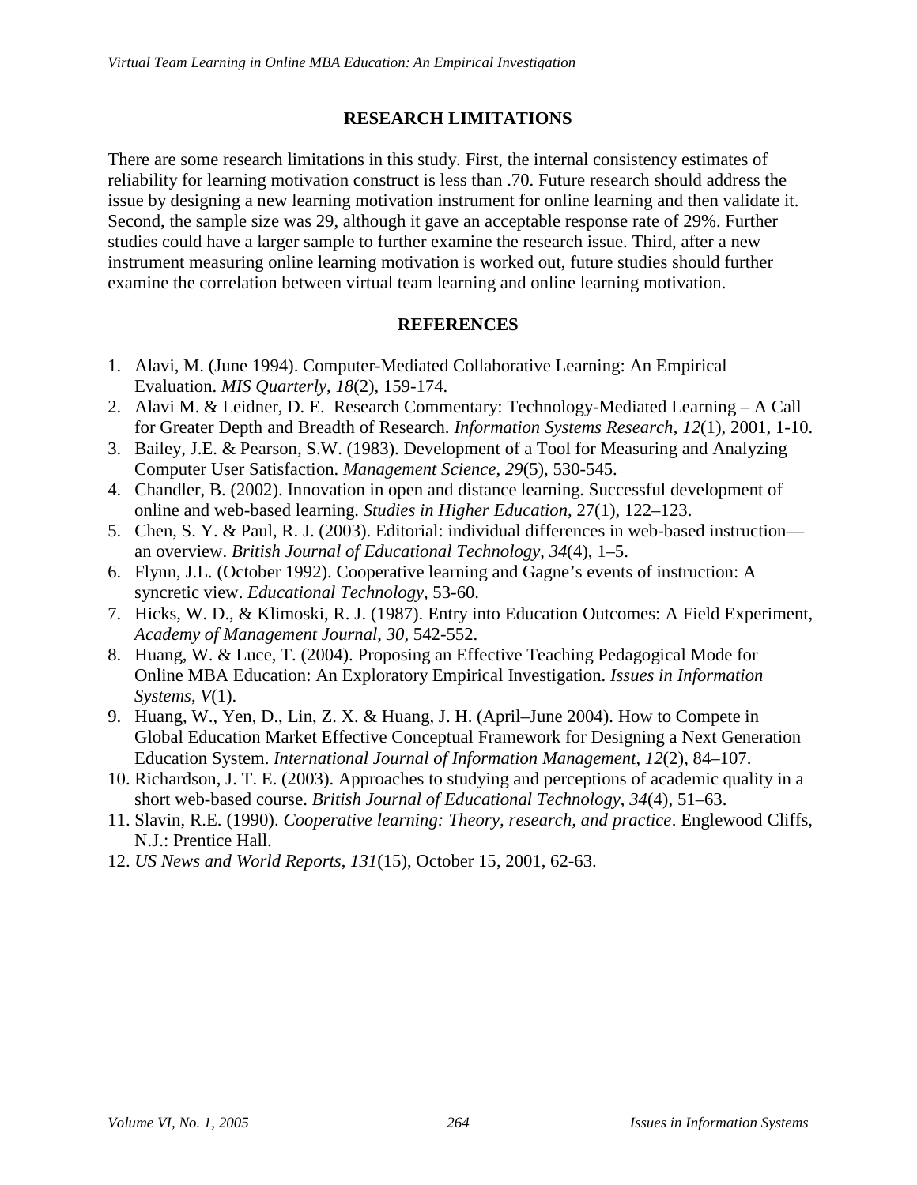## RESEARCH LIMITATIONS

There are some research limitations in this study. First, the internal consistency estimates of reliability for learning motivation construct is less than .70. Future research should address the issue by designing a new learning motivation instrument for online learning and then validate it. Second, the sample size was 29, although it gave an acceptable response rate of 29%. Further studies could have a larger sample to further examine the research issue. Third, after a new instrument measuring online learning motivation is worked out, future studies should further examine the correlation between virtual team learning and online learning motivation.

## REFERENCES

1. Alavi, M. (June 1994). Computer-Mediated Collaborative Learning: An Empirical Evaluation. *MIS Quarterly*, *18*(2), 159-174.
2. Alavi M. & Leidner, D. E. Research Commentary: Technology-Mediated Learning – A Call for Greater Depth and Breadth of Research. *Information Systems Research*, *12*(1), 2001, 1-10.
3. Bailey, J.E. & Pearson, S.W. (1983). Development of a Tool for Measuring and Analyzing Computer User Satisfaction. *Management Science*, *29*(5), 530-545.
4. Chandler, B. (2002). Innovation in open and distance learning. Successful development of online and web-based learning. *Studies in Higher Education*, 27(1), 122–123.
5. Chen, S. Y. & Paul, R. J. (2003). Editorial: individual differences in web-based instruction—an overview. *British Journal of Educational Technology*, *34*(4), 1–5.
6. Flynn, J.L. (October 1992). Cooperative learning and Gagne's events of instruction: A syncretic view. *Educational Technology*, 53-60.
7. Hicks, W. D., & Klimoski, R. J. (1987). Entry into Education Outcomes: A Field Experiment, *Academy of Management Journal*, *30*, 542-552.
8. Huang, W. & Luce, T. (2004). Proposing an Effective Teaching Pedagogical Mode for Online MBA Education: An Exploratory Empirical Investigation. *Issues in Information Systems*, *V*(1).
9. Huang, W., Yen, D., Lin, Z. X. & Huang, J. H. (April–June 2004). How to Compete in Global Education Market Effective Conceptual Framework for Designing a Next Generation Education System. *International Journal of Information Management*, *12*(2), 84–107.
10. Richardson, J. T. E. (2003). Approaches to studying and perceptions of academic quality in a short web-based course. *British Journal of Educational Technology*, *34*(4), 51–63.
11. Slavin, R.E. (1990). *Cooperative learning: Theory, research, and practice*. Englewood Cliffs, N.J.: Prentice Hall.
12. *US News and World Reports*, *131*(15), October 15, 2001, 62-63.